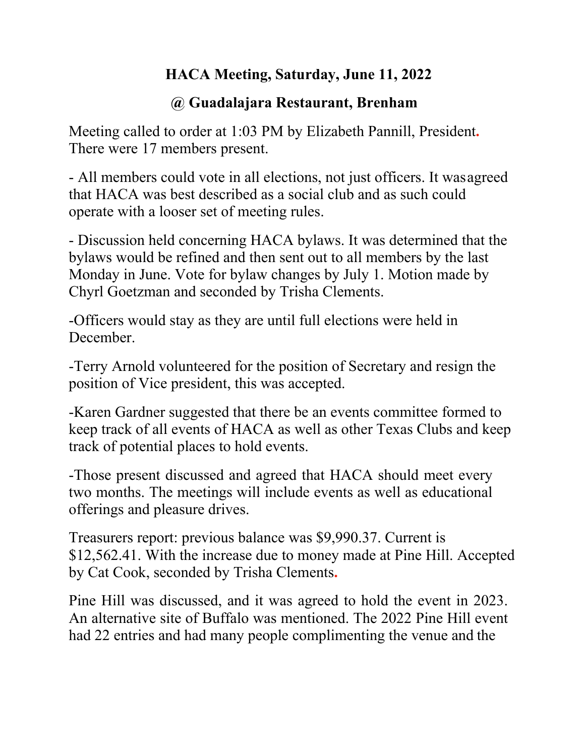# HACA Meeting, Saturday, June 11, 2022

## @ Guadalajara Restaurant, Brenham

Meeting called to order at 1:03 PM by Elizabeth Pannill, President. There were 17 members present.

- All members could vote in all elections, not just officers. It was agreed that HACA was best described as a social club and as such could operate with a looser set of meeting rules.

- Discussion held concerning HACA bylaws. It was determined that the bylaws would be refined and then sent out to all members by the last Monday in June. Vote for bylaw changes by July 1. Motion made by Chyrl Goetzman and seconded by Trisha Clements.

-Officers would stay as they are until full elections were held in December.

-Terry Arnold volunteered for the position of Secretary and resign the position of Vice president, this was accepted.

-Karen Gardner suggested that there be an events committee formed to keep track of all events of HACA as well as other Texas Clubs and keep track of potential places to hold events.

-Those present discussed and agreed that HACA should meet every two months. The meetings will include events as well as educational offerings and pleasure drives.

Treasurers report: previous balance was $9,990.37. Current is $12,562.41. With the increase due to money made at Pine Hill. Accepted by Cat Cook, seconded by Trisha Clements.

Pine Hill was discussed, and it was agreed to hold the event in 2023. An alternative site of Buffalo was mentioned. The 2022 Pine Hill event had 22 entries and had many people complimenting the venue and the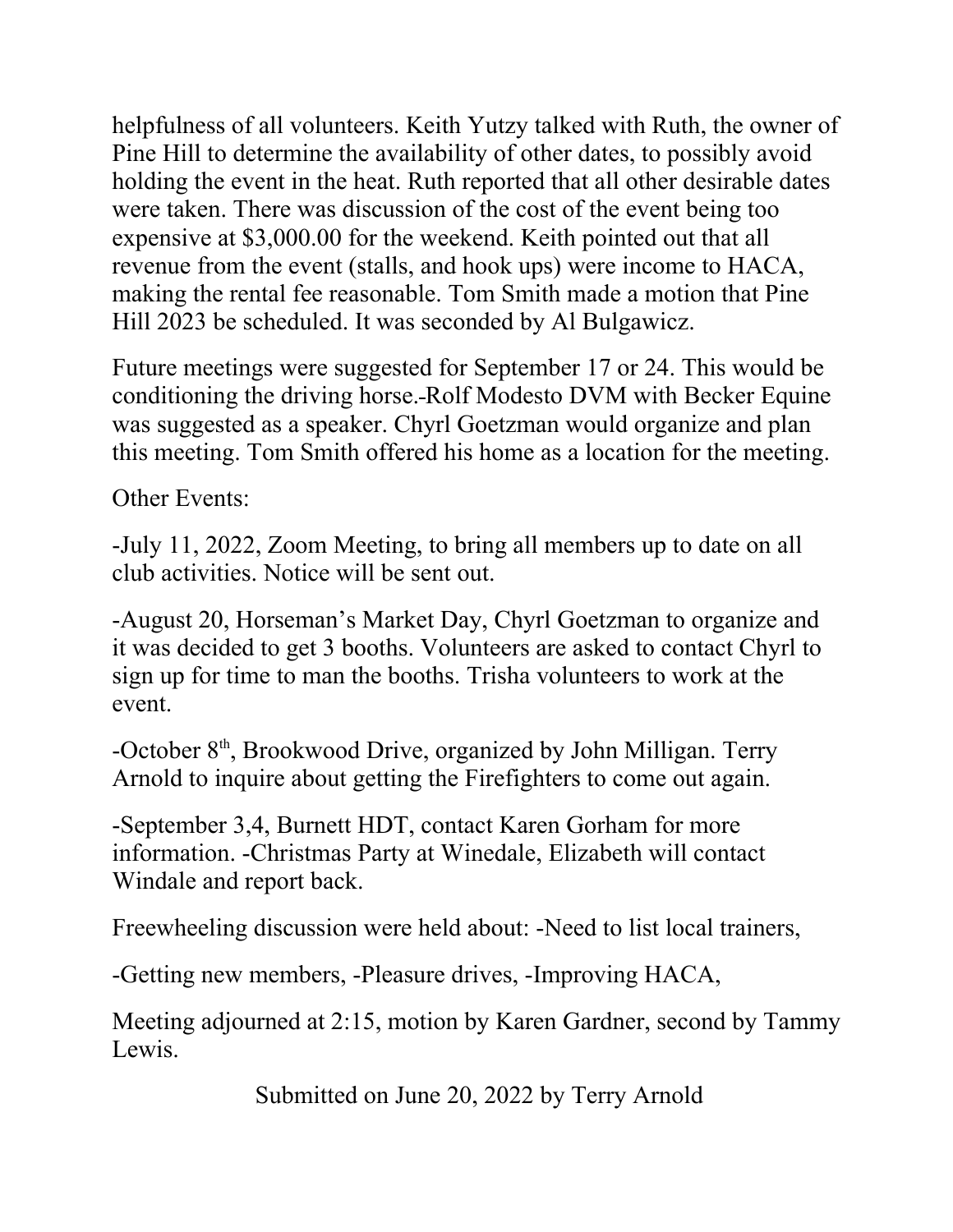helpfulness of all volunteers. Keith Yutzy talked with Ruth, the owner of Pine Hill to determine the availability of other dates, to possibly avoid holding the event in the heat. Ruth reported that all other desirable dates were taken. There was discussion of the cost of the event being too expensive at $3,000.00 for the weekend. Keith pointed out that all revenue from the event (stalls, and hook ups) were income to HACA, making the rental fee reasonable. Tom Smith made a motion that Pine Hill 2023 be scheduled. It was seconded by Al Bulgawicz.

Future meetings were suggested for September 17 or 24. This would be conditioning the driving horse.-Rolf Modesto DVM with Becker Equine was suggested as a speaker. Chyrl Goetzman would organize and plan this meeting. Tom Smith offered his home as a location for the meeting.

Other Events:

-July 11, 2022, Zoom Meeting, to bring all members up to date on all club activities. Notice will be sent out.

-August 20, Horseman's Market Day, Chyrl Goetzman to organize and it was decided to get 3 booths. Volunteers are asked to contact Chyrl to sign up for time to man the booths. Trisha volunteers to work at the event.

-October 8th, Brookwood Drive, organized by John Milligan. Terry Arnold to inquire about getting the Firefighters to come out again.

-September 3,4, Burnett HDT, contact Karen Gorham for more information. -Christmas Party at Winedale, Elizabeth will contact Windale and report back.

Freewheeling discussion were held about: -Need to list local trainers,

-Getting new members, -Pleasure drives, -Improving HACA,

Meeting adjourned at 2:15, motion by Karen Gardner, second by Tammy Lewis.

Submitted on June 20, 2022 by Terry Arnold